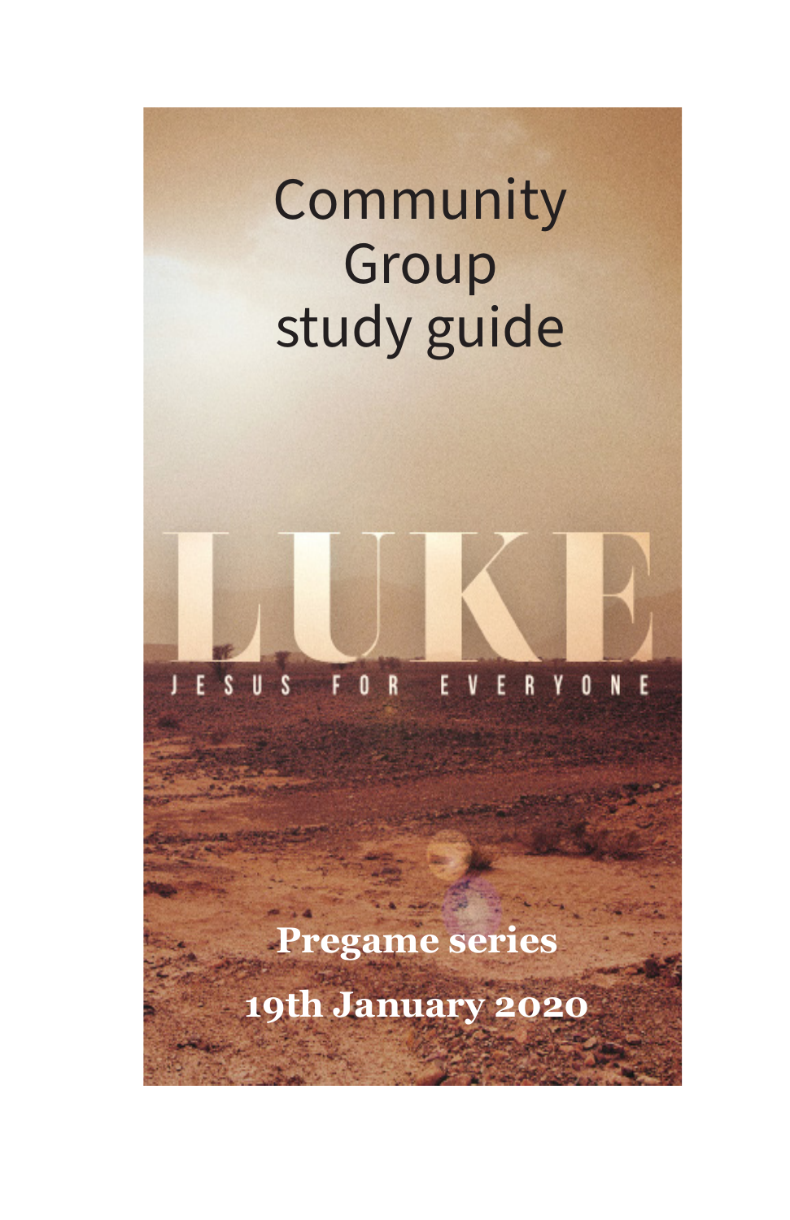# Community Group study guide

LUKE

JESUS FOR EVERYONE

**Pregame series**

**19th January 2020**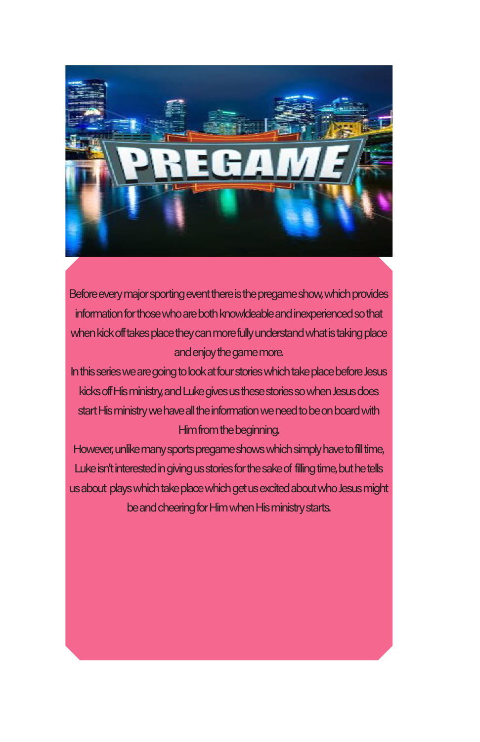Before every major sporting event there is the pregame show, which provides information for those who are both knowldeable and inexperienced so that when kick off takes place they can more fully understand what is taking place and enjoy the game more.

In this series we are going to look at four stories which take place before Jesus kicks off His ministry, and Luke gives us these stories so when Jesus does start His ministry we have all the information we need to be on board with Him from the beginning.

However, unlike many sports pregame shows which simply have to fill time, Luke isn't interested in giving us stories for the sake of filling time, but he tells us about plays which take place which get us excited about who Jesus might be and cheering for Him when His ministry starts.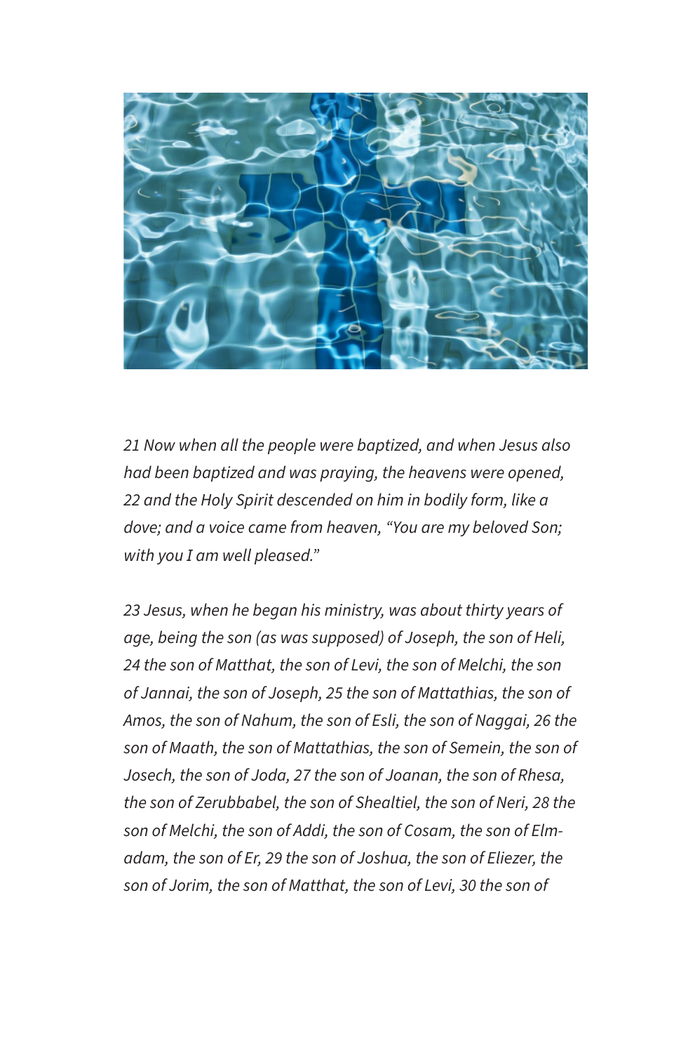*21 Now when all the people were baptized, and when Jesus also had been baptized and was praying, the heavens were opened, 22 and the Holy Spirit descended on him in bodily form, like a dove; and a voice came from heaven, "You are my beloved Son; with you I am well pleased."*

*23 Jesus, when he began his ministry, was about thirty years of age, being the son (as was supposed) of Joseph, the son of Heli, 24 the son of Matthat, the son of Levi, the son of Melchi, the son of Jannai, the son of Joseph, 25 the son of Mattathias, the son of Amos, the son of Nahum, the son of Esli, the son of Naggai, 26 the son of Maath, the son of Mattathias, the son of Semein, the son of Josech, the son of Joda, 27 the son of Joanan, the son of Rhesa, the son of Zerubbabel, the son of Shealtiel, the son of Neri, 28 the son of Melchi, the son of Addi, the son of Cosam, the son of Elmadam, the son of Er, 29 the son of Joshua, the son of Eliezer, the son of Jorim, the son of Matthat, the son of Levi, 30 the son of*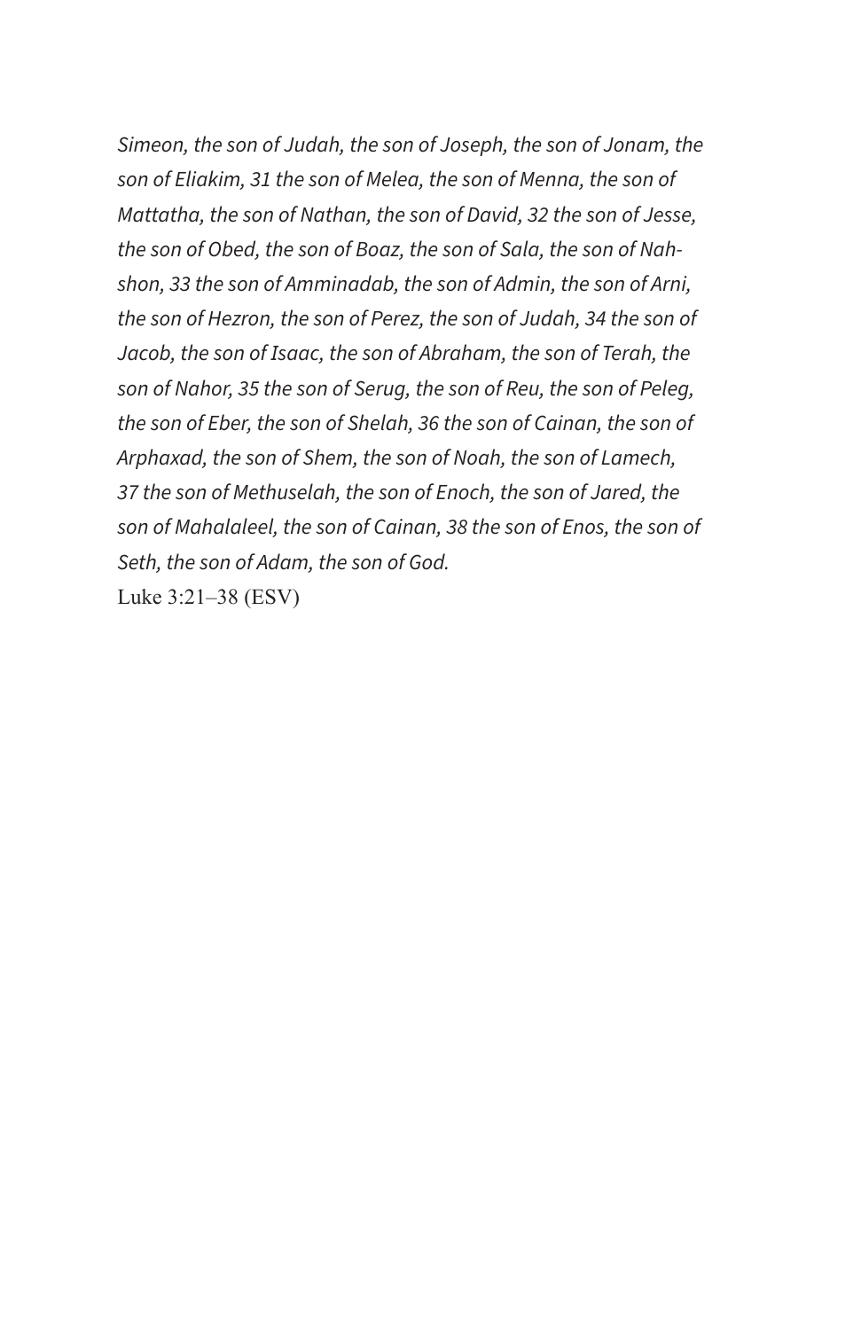*Simeon, the son of Judah, the son of Joseph, the son of Jonam, the son of Eliakim, 31 the son of Melea, the son of Menna, the son of Mattatha, the son of Nathan, the son of David, 32 the son of Jesse, the son of Obed, the son of Boaz, the son of Sala, the son of Nahshon, 33 the son of Amminadab, the son of Admin, the son of Arni, the son of Hezron, the son of Perez, the son of Judah, 34 the son of Jacob, the son of Isaac, the son of Abraham, the son of Terah, the son of Nahor, 35 the son of Serug, the son of Reu, the son of Peleg, the son of Eber, the son of Shelah, 36 the son of Cainan, the son of Arphaxad, the son of Shem, the son of Noah, the son of Lamech, 37 the son of Methuselah, the son of Enoch, the son of Jared, the son of Mahalaleel, the son of Cainan, 38 the son of Enos, the son of Seth, the son of Adam, the son of God.*

Luke 3:21–38 (ESV)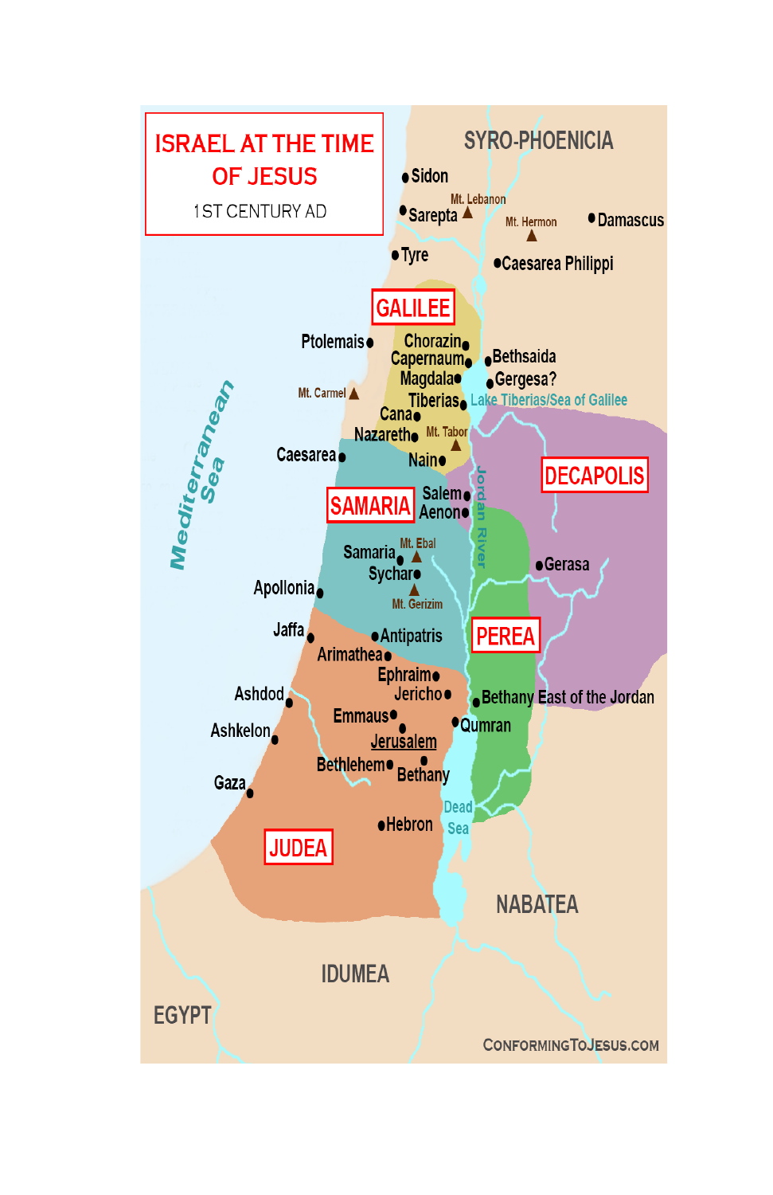# ISRAEL AT THE TIME OF JESUS

1ST CENTURY AD

SYRO-PHOENICIA

Sidon

Mt. Lebanon

Sarepta

Mt. Hermon

Damascus

Tyre

Caesarea Philippi

GALILEE

Ptolemais

Chorazin

Capernaum

Bethsaida

Magdala

Gergesa?

Mt. Carmel

Tiberias

Lake Tiberias/Sea of Galilee

Cana

Nazareth

Mt. Tabor

Mediterranean Sea

Caesarea

Nain

DECAPOLIS

SAMARIA

Salem

Aenon

Jordan River

Mt. Ebal

Samaria

Sychar

Gerasa

Apollonia

Mt. Gerizim

Jaffa

Antipatris

PEREA

Arimathea

Ephraim

Ashdod

Jericho

Bethany East of the Jordan

Emmaus

Qumran

Ashkelon

Jerusalem

Bethlehem

Bethany

Gaza

Dead Sea

Hebron

JUDEA

NABATEA

IDUMEA

EGYPT

CONFORMINGTOJESUS.COM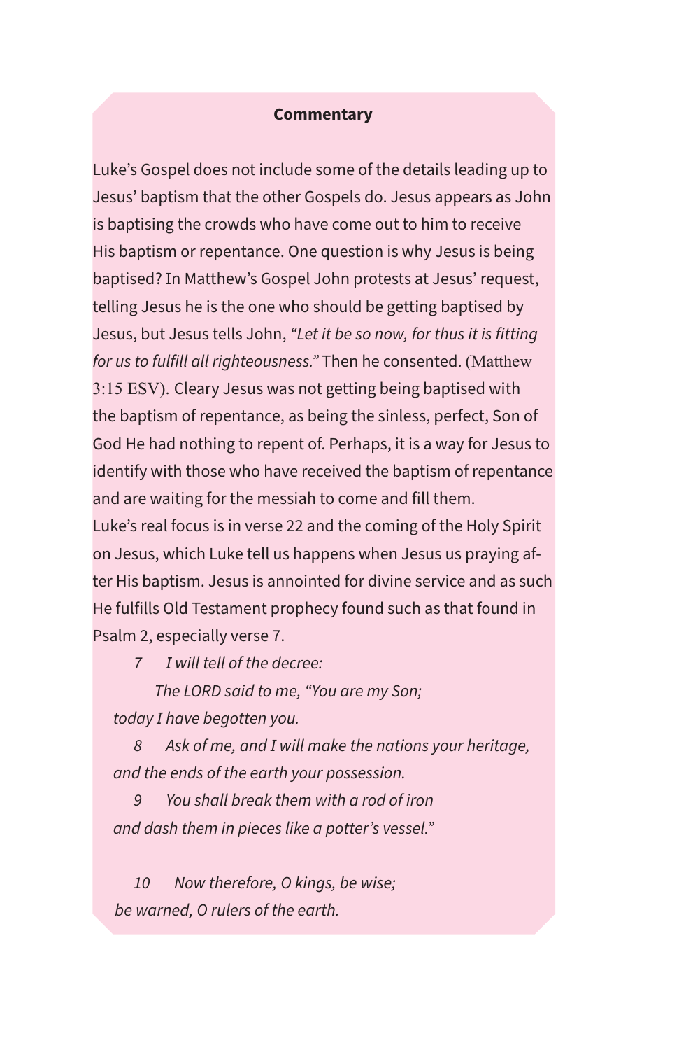**Commentary**

Luke's Gospel does not include some of the details leading up to Jesus' baptism that the other Gospels do. Jesus appears as John is baptising the crowds who have come out to him to receive His baptism or repentance. One question is why Jesus is being baptised? In Matthew's Gospel John protests at Jesus' request, telling Jesus he is the one who should be getting baptised by Jesus, but Jesus tells John, *"Let it be so now, for thus it is fitting for us to fulfill all righteousness."* Then he consented. (Matthew 3:15 ESV). Cleary Jesus was not getting being baptised with the baptism of repentance, as being the sinless, perfect, Son of God He had nothing to repent of. Perhaps, it is a way for Jesus to identify with those who have received the baptism of repentance and are waiting for the messiah to come and fill them.
Luke's real focus is in verse 22 and the coming of the Holy Spirit on Jesus, which Luke tell us happens when Jesus us praying after His baptism. Jesus is annointed for divine service and as such He fulfills Old Testament prophecy found such as that found in Psalm 2, especially verse 7.

*7 I will tell of the decree:*
*The LORD said to me, "You are my Son;*
*today I have begotten you.*
*8 Ask of me, and I will make the nations your heritage,*
*and the ends of the earth your possession.*
*9 You shall break them with a rod of iron*
*and dash them in pieces like a potter's vessel."*

*10 Now therefore, O kings, be wise;*
*be warned, O rulers of the earth.*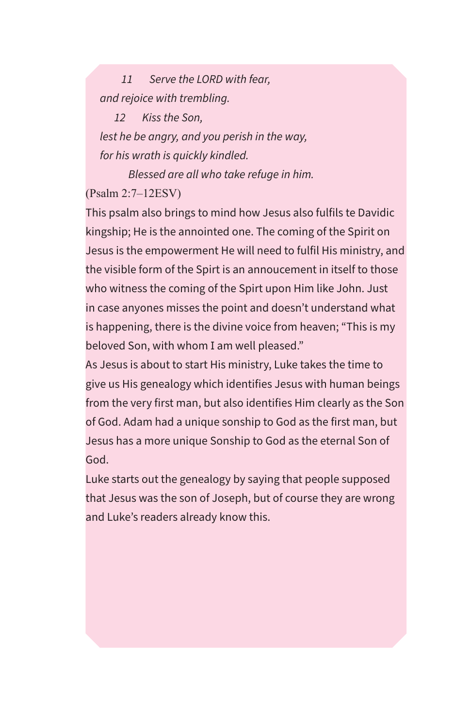*11 Serve the LORD with fear,*
*and rejoice with trembling.*
*12 Kiss the Son,*
*lest he be angry, and you perish in the way,*
*for his wrath is quickly kindled.*
*Blessed are all who take refuge in him.*

(Psalm 2:7–12ESV)

This psalm also brings to mind how Jesus also fulfils te Davidic kingship; He is the annointed one. The coming of the Spirit on Jesus is the empowerment He will need to fulfil His ministry, and the visible form of the Spirt is an annoucement in itself to those who witness the coming of the Spirt upon Him like John. Just in case anyones misses the point and doesn't understand what is happening, there is the divine voice from heaven; "This is my beloved Son, with whom I am well pleased."

As Jesus is about to start His ministry, Luke takes the time to give us His genealogy which identifies Jesus with human beings from the very first man, but also identifies Him clearly as the Son of God. Adam had a unique sonship to God as the first man, but Jesus has a more unique Sonship to God as the eternal Son of God.

Luke starts out the genealogy by saying that people supposed that Jesus was the son of Joseph, but of course they are wrong and Luke's readers already know this.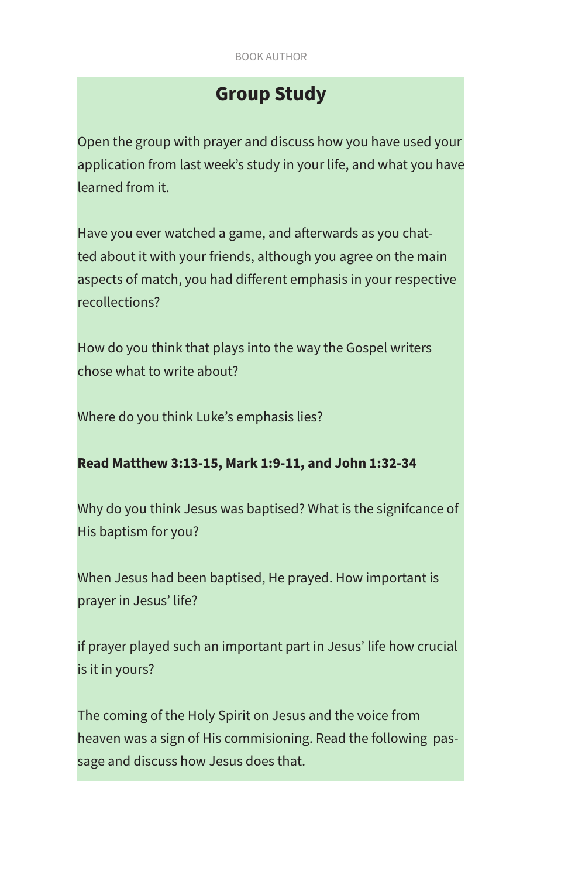## Group Study

Open the group with prayer and discuss how you have used your application from last week's study in your life, and what you have learned from it.

Have you ever watched a game, and afterwards as you chatted about it with your friends, although you agree on the main aspects of match, you had different emphasis in your respective recollections?

How do you think that plays into the way the Gospel writers chose what to write about?

Where do you think Luke's emphasis lies?

**Read Matthew 3:13-15, Mark 1:9-11, and John 1:32-34**

Why do you think Jesus was baptised? What is the signifcance of His baptism for you?

When Jesus had been baptised, He prayed. How important is prayer in Jesus' life?

if prayer played such an important part in Jesus' life how crucial is it in yours?

The coming of the Holy Spirit on Jesus and the voice from heaven was a sign of His commisioning. Read the following passage and discuss how Jesus does that.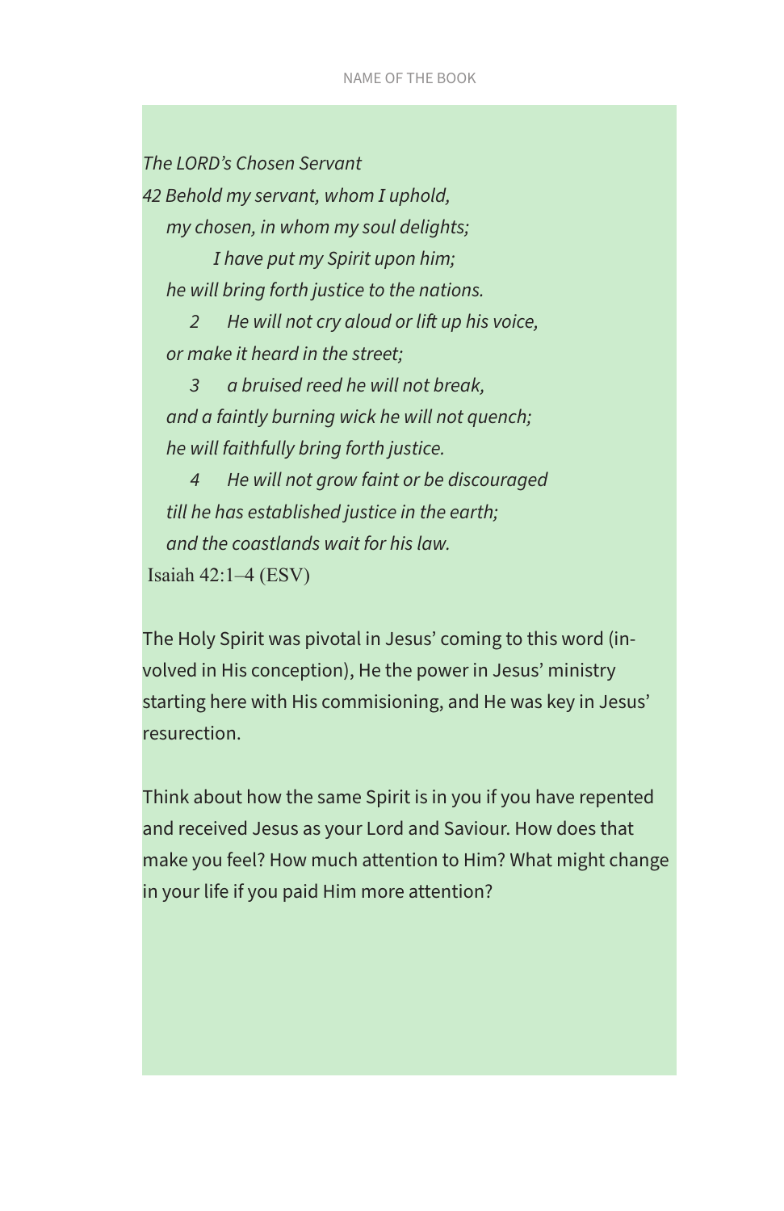*The LORD's Chosen Servant*

*42 Behold my servant, whom I uphold,*
*my chosen, in whom my soul delights;*
*I have put my Spirit upon him;*
*he will bring forth justice to the nations.*
*2 He will not cry aloud or lift up his voice,*
*or make it heard in the street;*
*3 a bruised reed he will not break,*
*and a faintly burning wick he will not quench;*
*he will faithfully bring forth justice.*
*4 He will not grow faint or be discouraged*
*till he has established justice in the earth;*
*and the coastlands wait for his law.*

Isaiah 42:1–4 (ESV)

The Holy Spirit was pivotal in Jesus' coming to this word (involved in His conception), He the power in Jesus' ministry starting here with His commisioning, and He was key in Jesus' resurection.

Think about how the same Spirit is in you if you have repented and received Jesus as your Lord and Saviour. How does that make you feel? How much attention to Him? What might change in your life if you paid Him more attention?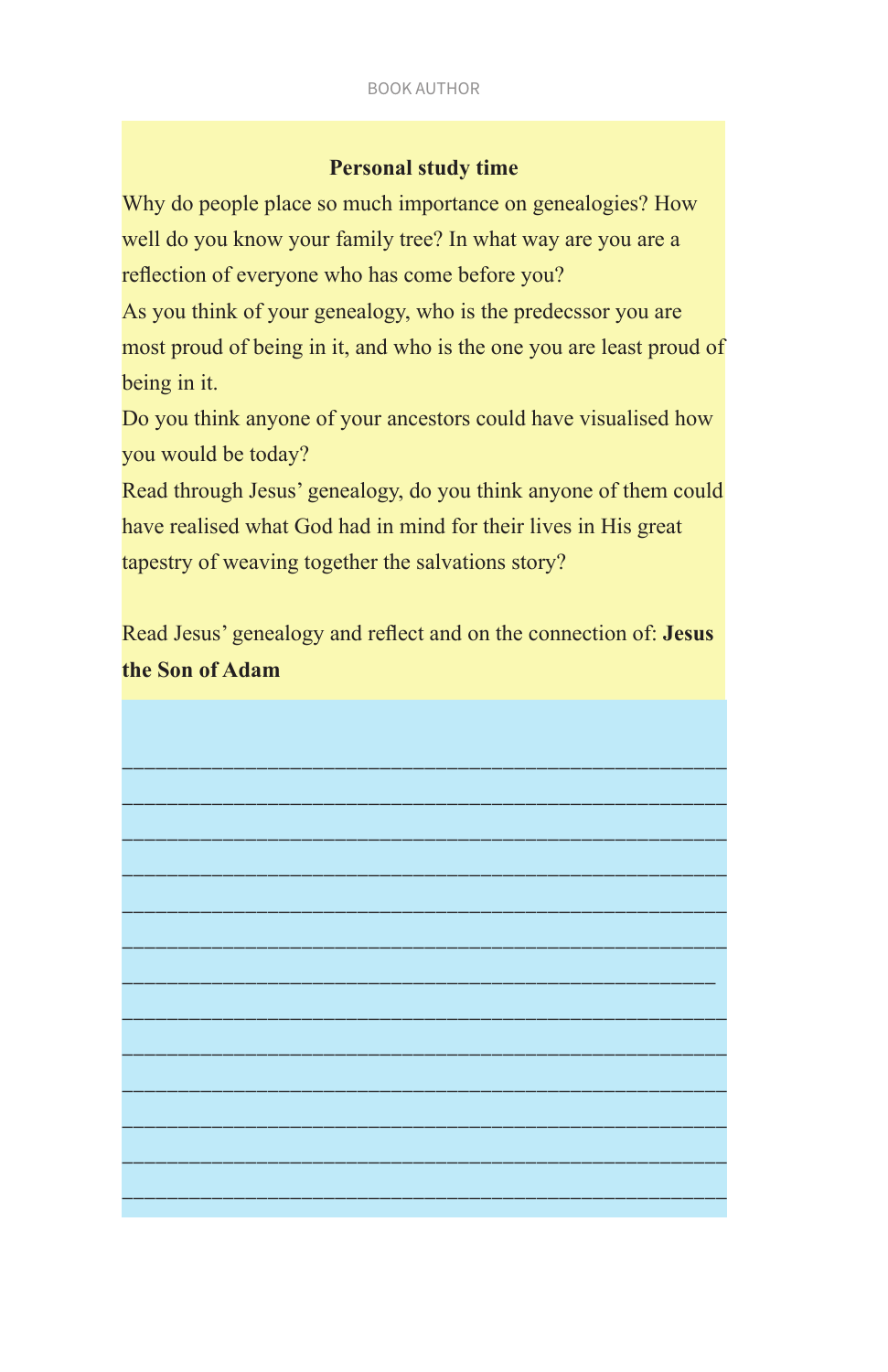### Personal study time

Why do people place so much importance on genealogies? How well do you know your family tree? In what way are you are a reflection of everyone who has come before you?

As you think of your genealogy, who is the predecssor you are most proud of being in it, and who is the one you are least proud of being in it.

Do you think anyone of your ancestors could have visualised how you would be today?

Read through Jesus' genealogy, do you think anyone of them could have realised what God had in mind for their lives in His great tapestry of weaving together the salvations story?

Read Jesus' genealogy and reflect and on the connection of: **Jesus the Son of Adam**

______________________________________________________
______________________________________________________
______________________________________________________
______________________________________________________
______________________________________________________
______________________________________________________
______________________________________________________
______________________________________________________
______________________________________________________
______________________________________________________
______________________________________________________
______________________________________________________
______________________________________________________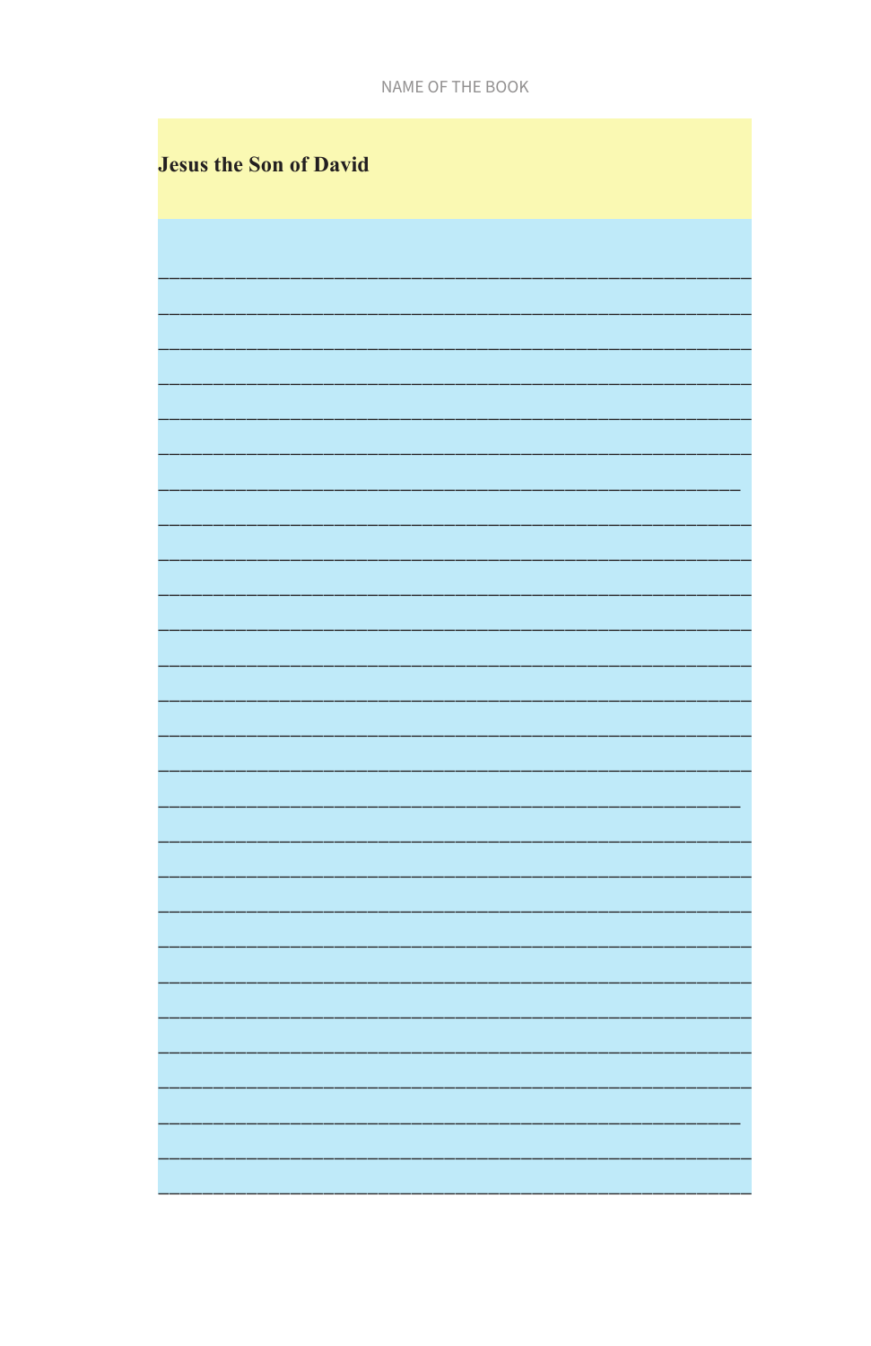NAME OF THE BOOK

**Jesus the Son of David**

_______________________________________________________________

_______________________________________________________________

_______________________________________________________________

_______________________________________________________________

_______________________________________________________________

_______________________________________________________________

_______________________________________________________________

_______________________________________________________________

_______________________________________________________________

_______________________________________________________________

_______________________________________________________________

_______________________________________________________________

_______________________________________________________________

_______________________________________________________________

_______________________________________________________________

_______________________________________________________________

_______________________________________________________________

_______________________________________________________________

_______________________________________________________________

_______________________________________________________________

_______________________________________________________________

_______________________________________________________________

_______________________________________________________________

_______________________________________________________________

_______________________________________________________________

_______________________________________________________________

_______________________________________________________________

_______________________________________________________________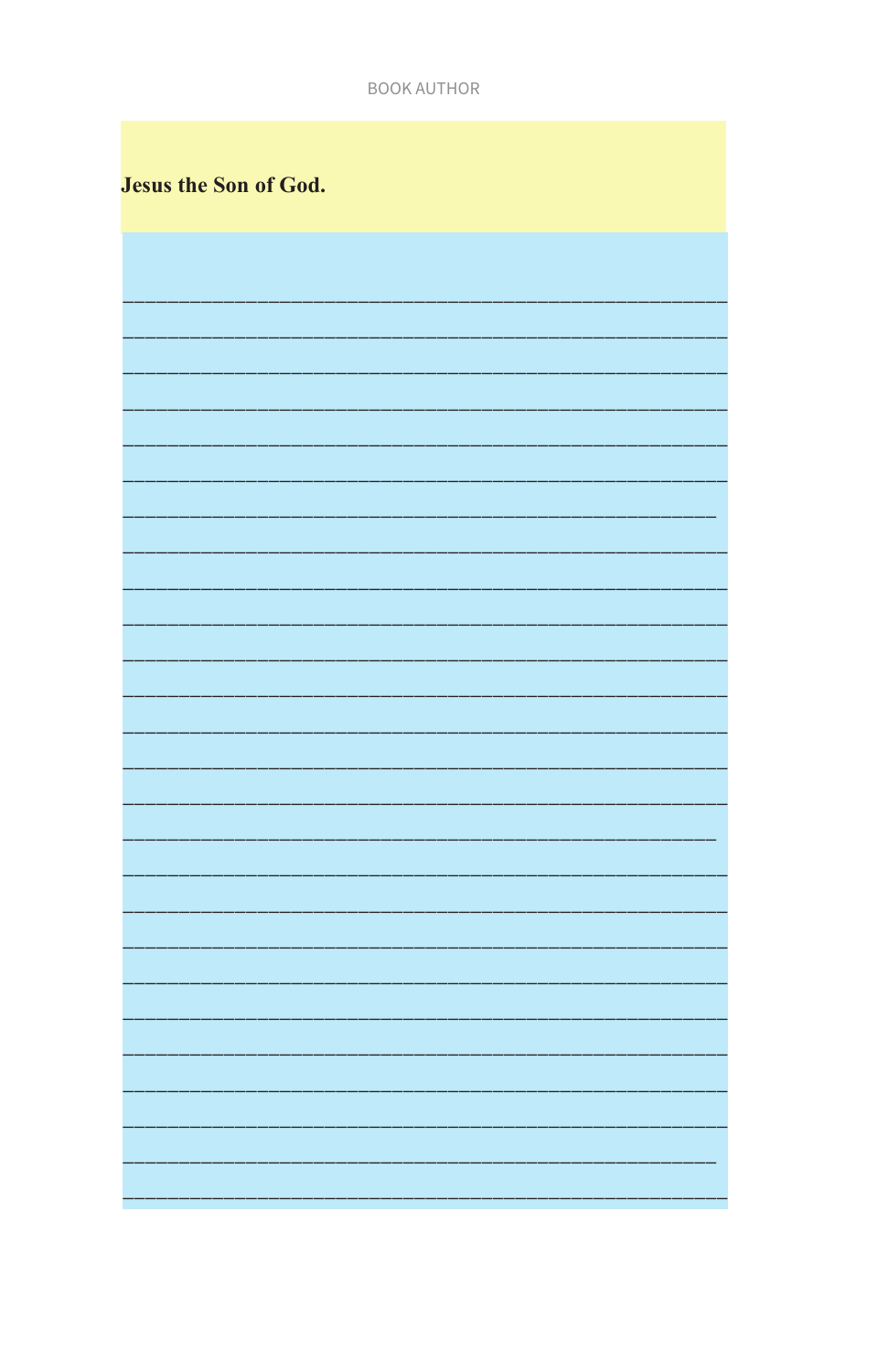**Jesus the Son of God.**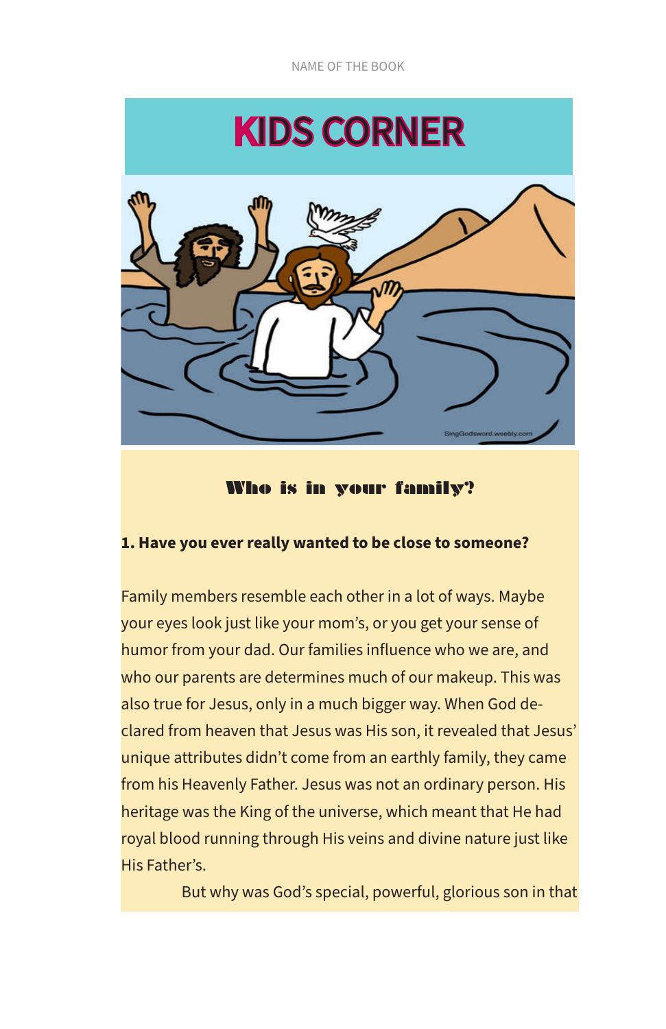# KIDS CORNER

## Who is in your family?

**1. Have you ever really wanted to be close to someone?**

Family members resemble each other in a lot of ways. Maybe your eyes look just like your mom's, or you get your sense of humor from your dad. Our families influence who we are, and who our parents are determines much of our makeup. This was also true for Jesus, only in a much bigger way. When God declared from heaven that Jesus was His son, it revealed that Jesus' unique attributes didn't come from an earthly family, they came from his Heavenly Father. Jesus was not an ordinary person. His heritage was the King of the universe, which meant that He had royal blood running through His veins and divine nature just like His Father's.

But why was God's special, powerful, glorious son in that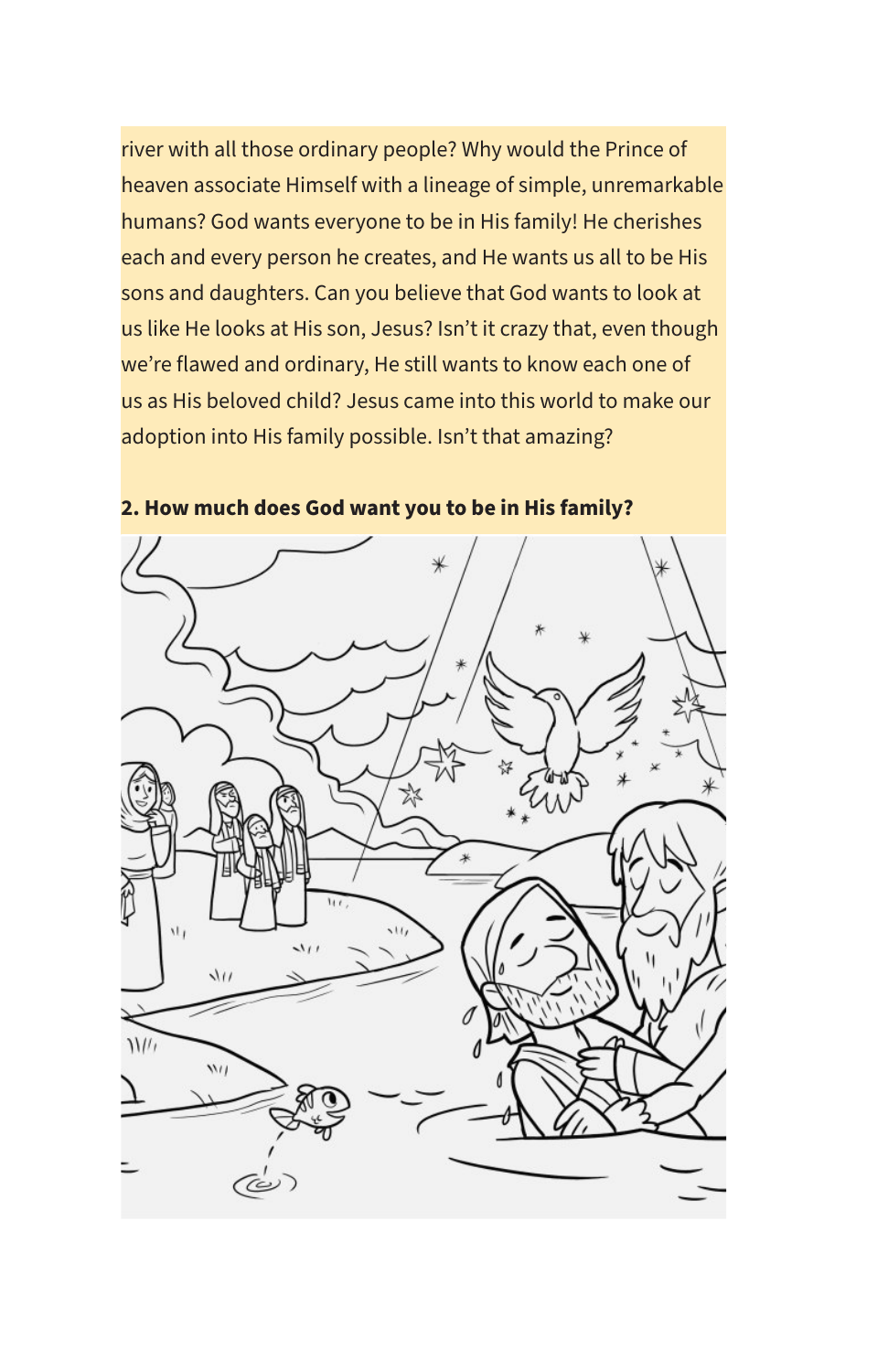river with all those ordinary people? Why would the Prince of heaven associate Himself with a lineage of simple, unremarkable humans? God wants everyone to be in His family! He cherishes each and every person he creates, and He wants us all to be His sons and daughters. Can you believe that God wants to look at us like He looks at His son, Jesus? Isn't it crazy that, even though we're flawed and ordinary, He still wants to know each one of us as His beloved child? Jesus came into this world to make our adoption into His family possible. Isn't that amazing?

**2. How much does God want you to be in His family?**